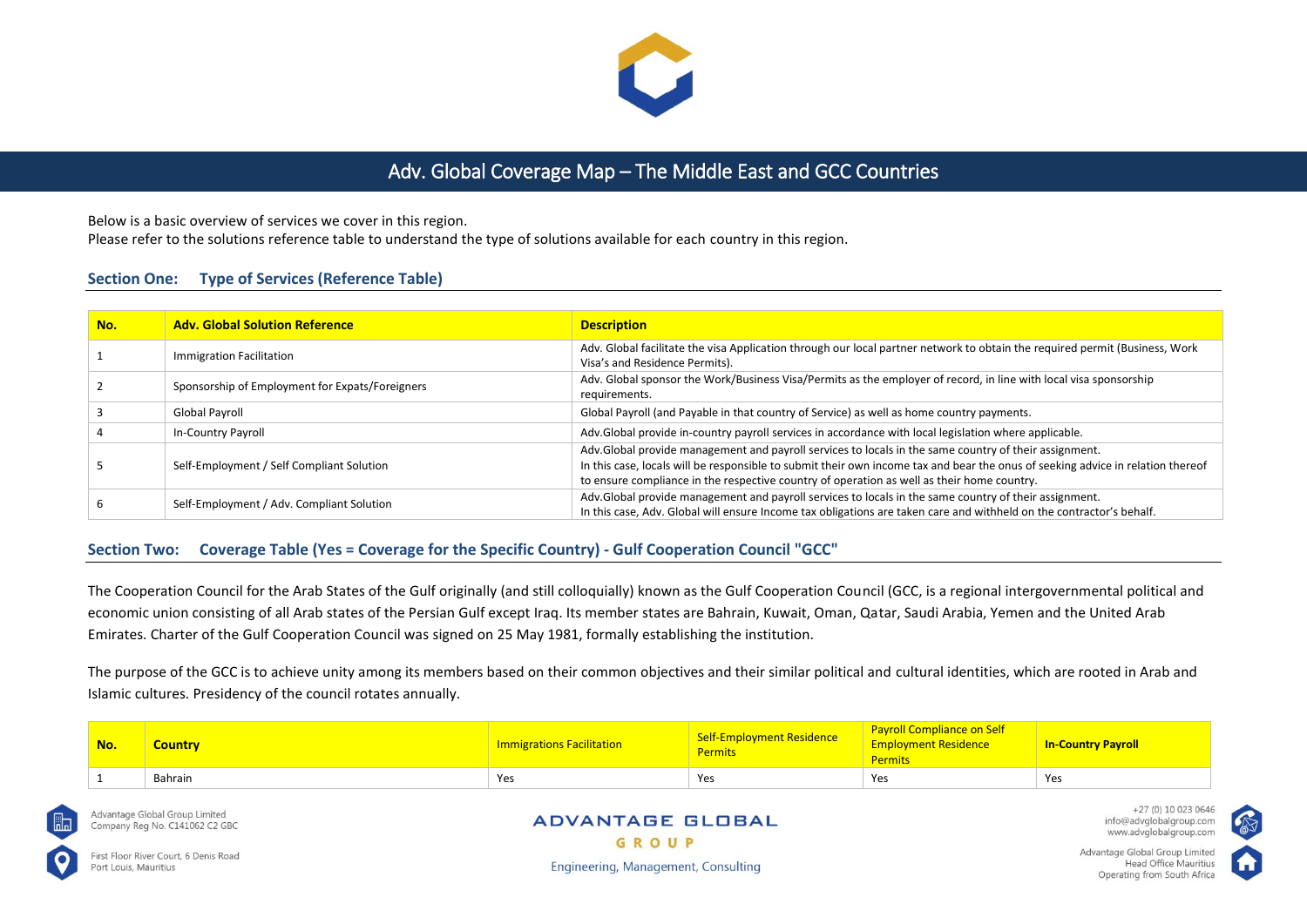# Adv. Global Coverage Map – The Middle East and GCC Countries

Below is a basic overview of services we cover in this region.
Please refer to the solutions reference table to understand the type of solutions available for each country in this region.

## Section One: Type of Services (Reference Table)

| No. | Adv. Global Solution Reference | Description |
|---|---|---|
| 1 | Immigration Facilitation | Adv. Global facilitate the visa Application through our local partner network to obtain the required permit (Business, Work Visa's and Residence Permits). |
| 2 | Sponsorship of Employment for Expats/Foreigners | Adv. Global sponsor the Work/Business Visa/Permits as the employer of record, in line with local visa sponsorship requirements. |
| 3 | Global Payroll | Global Payroll (and Payable in that country of Service) as well as home country payments. |
| 4 | In-Country Payroll | Adv.Global provide in-country payroll services in accordance with local legislation where applicable. |
| 5 | Self-Employment / Self Compliant Solution | Adv.Global provide management and payroll services to locals in the same country of their assignment.<br>In this case, locals will be responsible to submit their own income tax and bear the onus of seeking advice in relation thereof to ensure compliance in the respective country of operation as well as their home country. |
| 6 | Self-Employment / Adv. Compliant Solution | Adv.Global provide management and payroll services to locals in the same country of their assignment.<br>In this case, Adv. Global will ensure Income tax obligations are taken care and withheld on the contractor's behalf. |

## Section Two: Coverage Table (Yes = Coverage for the Specific Country) - Gulf Cooperation Council "GCC"

The Cooperation Council for the Arab States of the Gulf originally (and still colloquially) known as the Gulf Cooperation Council (GCC, is a regional intergovernmental political and economic union consisting of all Arab states of the Persian Gulf except Iraq. Its member states are Bahrain, Kuwait, Oman, Qatar, Saudi Arabia, Yemen and the United Arab Emirates. Charter of the Gulf Cooperation Council was signed on 25 May 1981, formally establishing the institution.

The purpose of the GCC is to achieve unity among its members based on their common objectives and their similar political and cultural identities, which are rooted in Arab and Islamic cultures. Presidency of the council rotates annually.

| No. | Country | Immigrations Facilitation | Self-Employment Residence Permits | Payroll Compliance on Self Employment Residence Permits | In-Country Payroll |
|---|---|---|---|---|---|
| 1 | Bahrain | Yes | Yes | Yes | Yes |

Advantage Global Group Limited
Company Reg No. C141062 C2 GBC

First Floor River Court, 6 Denis Road
Port Louis, Mauritius

ADVANTAGE GLOBAL GROUP
Engineering, Management, Consulting

+27 (0) 10 023 0646
info@advglobalgroup.com
www.advglobalgroup.com

Advantage Global Group Limited
Head Office Mauritius
Operating from South Africa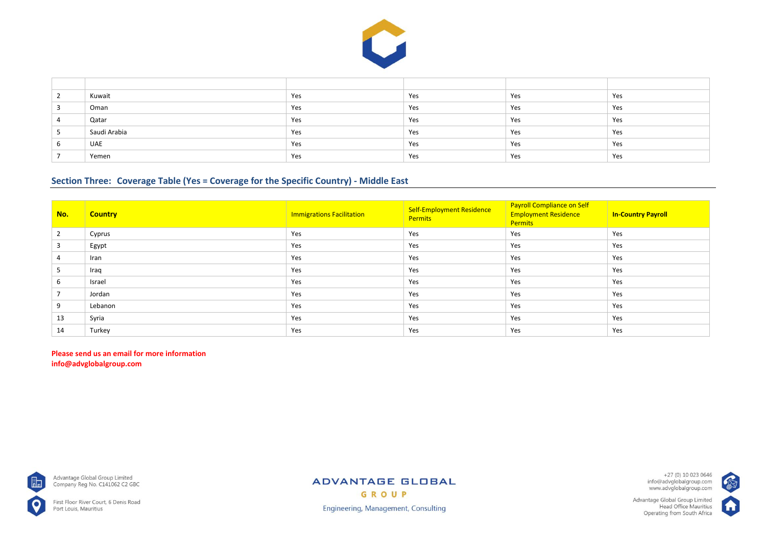| | | | | | |
|---|---|---|---|---|---|
| 2 | Kuwait | Yes | Yes | Yes | Yes |
| 3 | Oman | Yes | Yes | Yes | Yes |
| 4 | Qatar | Yes | Yes | Yes | Yes |
| 5 | Saudi Arabia | Yes | Yes | Yes | Yes |
| 6 | UAE | Yes | Yes | Yes | Yes |
| 7 | Yemen | Yes | Yes | Yes | Yes |

## Section Three: Coverage Table (Yes = Coverage for the Specific Country) - Middle East

| No. | Country | Immigrations Facilitation | Self-Employment Residence Permits | Payroll Compliance on Self Employment Residence Permits | In-Country Payroll |
|---|---|---|---|---|---|
| 2 | Cyprus | Yes | Yes | Yes | Yes |
| 3 | Egypt | Yes | Yes | Yes | Yes |
| 4 | Iran | Yes | Yes | Yes | Yes |
| 5 | Iraq | Yes | Yes | Yes | Yes |
| 6 | Israel | Yes | Yes | Yes | Yes |
| 7 | Jordan | Yes | Yes | Yes | Yes |
| 9 | Lebanon | Yes | Yes | Yes | Yes |
| 13 | Syria | Yes | Yes | Yes | Yes |
| 14 | Turkey | Yes | Yes | Yes | Yes |

**Please send us an email for more information**
**info@advglobalgroup.com**